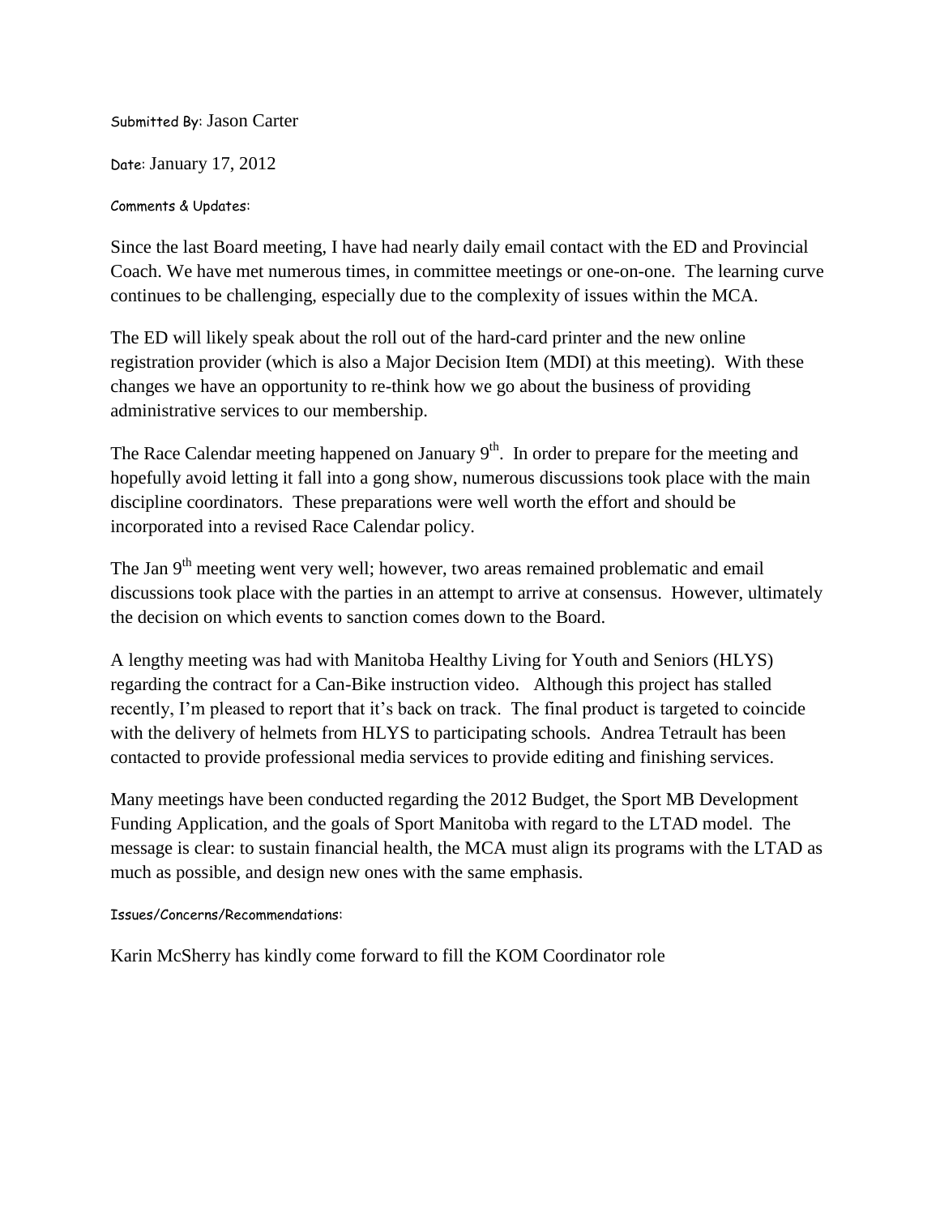Submitted By: Jason Carter

Date: January 17, 2012

Comments & Updates:

Since the last Board meeting, I have had nearly daily email contact with the ED and Provincial Coach. We have met numerous times, in committee meetings or one-on-one. The learning curve continues to be challenging, especially due to the complexity of issues within the MCA.

The ED will likely speak about the roll out of the hard-card printer and the new online registration provider (which is also a Major Decision Item (MDI) at this meeting). With these changes we have an opportunity to re-think how we go about the business of providing administrative services to our membership.

The Race Calendar meeting happened on January 9th. In order to prepare for the meeting and hopefully avoid letting it fall into a gong show, numerous discussions took place with the main discipline coordinators. These preparations were well worth the effort and should be incorporated into a revised Race Calendar policy.

The Jan 9th meeting went very well; however, two areas remained problematic and email discussions took place with the parties in an attempt to arrive at consensus. However, ultimately the decision on which events to sanction comes down to the Board.

A lengthy meeting was had with Manitoba Healthy Living for Youth and Seniors (HLYS) regarding the contract for a Can-Bike instruction video. Although this project has stalled recently, I'm pleased to report that it's back on track. The final product is targeted to coincide with the delivery of helmets from HLYS to participating schools. Andrea Tetrault has been contacted to provide professional media services to provide editing and finishing services.

Many meetings have been conducted regarding the 2012 Budget, the Sport MB Development Funding Application, and the goals of Sport Manitoba with regard to the LTAD model. The message is clear: to sustain financial health, the MCA must align its programs with the LTAD as much as possible, and design new ones with the same emphasis.

Issues/Concerns/Recommendations:

Karin McSherry has kindly come forward to fill the KOM Coordinator role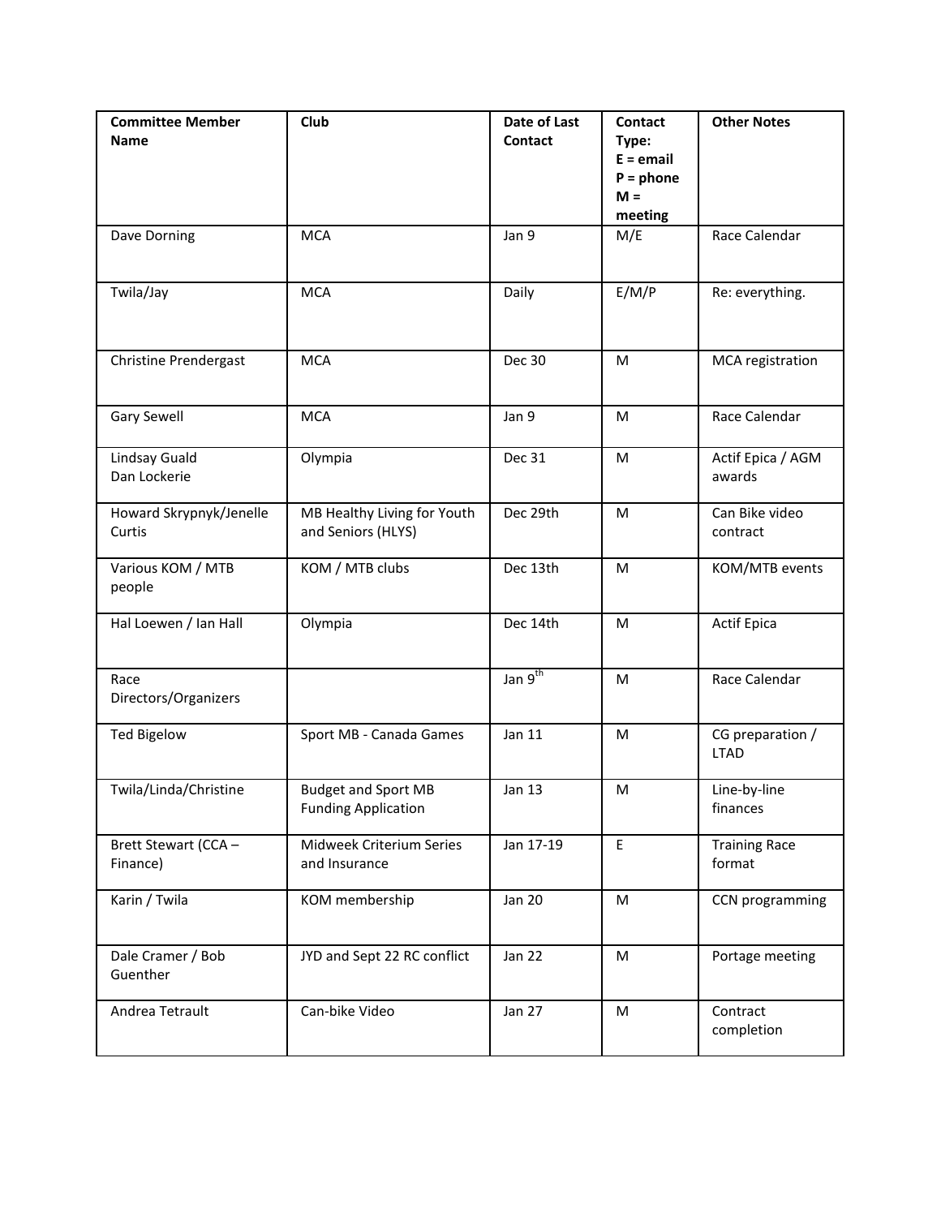| Committee Member Name | Club | Date of Last Contact | Contact Type: E = email P = phone M = meeting | Other Notes |
|---|---|---|---|---|
| Dave Dorning | MCA | Jan 9 | M/E | Race Calendar |
| Twila/Jay | MCA | Daily | E/M/P | Re: everything. |
| Christine Prendergast | MCA | Dec 30 | M | MCA registration |
| Gary Sewell | MCA | Jan 9 | M | Race Calendar |
| Lindsay Guald Dan Lockerie | Olympia | Dec 31 | M | Actif Epica / AGM awards |
| Howard Skrypnyk/Jenelle Curtis | MB Healthy Living for Youth and Seniors (HLYS) | Dec 29th | M | Can Bike video contract |
| Various KOM / MTB people | KOM / MTB clubs | Dec 13th | M | KOM/MTB events |
| Hal Loewen / Ian Hall | Olympia | Dec 14th | M | Actif Epica |
| Race Directors/Organizers | | Jan 9th | M | Race Calendar |
| Ted Bigelow | Sport MB - Canada Games | Jan 11 | M | CG preparation / LTAD |
| Twila/Linda/Christine | Budget and Sport MB Funding Application | Jan 13 | M | Line-by-line finances |
| Brett Stewart (CCA – Finance) | Midweek Criterium Series and Insurance | Jan 17-19 | E | Training Race format |
| Karin / Twila | KOM membership | Jan 20 | M | CCN programming |
| Dale Cramer / Bob Guenther | JYD and Sept 22 RC conflict | Jan 22 | M | Portage meeting |
| Andrea Tetrault | Can-bike Video | Jan 27 | M | Contract completion |